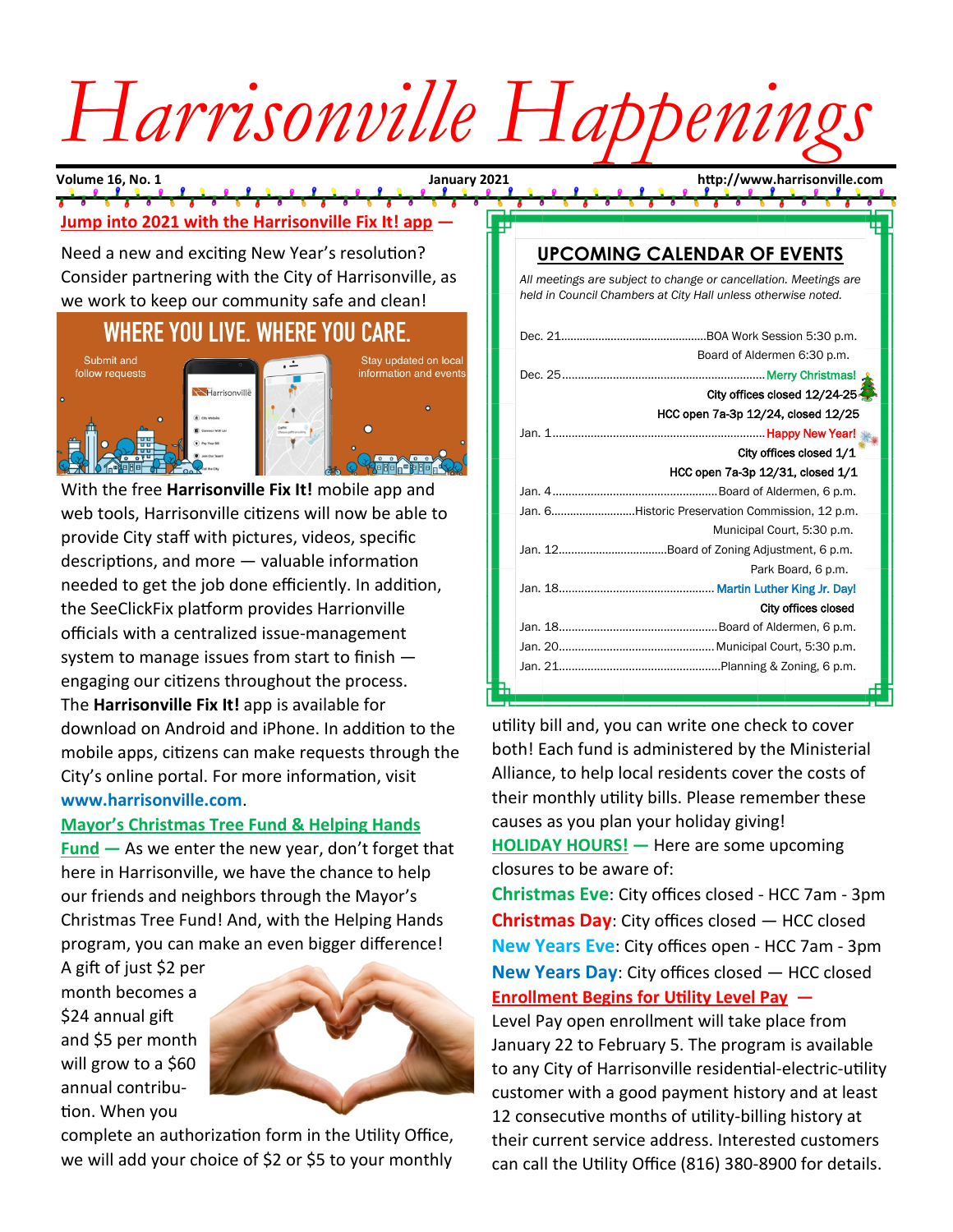# Harrisonville Happenings

**Volume 16, No. 1** | **January 2021** | **http://www.harrisonville.com**

**Jump into 2021 with the Harrisonville Fix It! app —**

Need a new and exciting New Year's resolution? Consider partnering with the City of Harrisonville, as we work to keep our community safe and clean!

With the free **Harrisonville Fix It!** mobile app and web tools, Harrisonville citizens will now be able to provide City staff with pictures, videos, specific descriptions, and more — valuable information needed to get the job done efficiently. In addition, the SeeClickFix platform provides Harrionville officials with a centralized issue-management system to manage issues from start to finish — engaging our citizens throughout the process. The **Harrisonville Fix It!** app is available for download on Android and iPhone. In addition to the mobile apps, citizens can make requests through the City's online portal. For more information, visit **www.harrisonville.com**.

**Mayor's Christmas Tree Fund & Helping Hands Fund —** As we enter the new year, don't forget that here in Harrisonville, we have the chance to help our friends and neighbors through the Mayor's Christmas Tree Fund! And, with the Helping Hands program, you can make an even bigger difference! A gift of just $2 per month becomes a $24 annual gift and $5 per month will grow to a $60 annual contribution. When you complete an authorization form in the Utility Office, we will add your choice of $2 or $5 to your monthly utility bill and, you can write one check to cover both! Each fund is administered by the Ministerial Alliance, to help local residents cover the costs of their monthly utility bills. Please remember these causes as you plan your holiday giving!

## UPCOMING CALENDAR OF EVENTS

*All meetings are subject to change or cancellation. Meetings are held in Council Chambers at City Hall unless otherwise noted.*

| Date | Event |
|---|---|
| Dec. 21 | BOA Work Session 5:30 p.m. |
| | Board of Aldermen 6:30 p.m. |
| Dec. 25 | Merry Christmas! |
| | City offices closed 12/24-25 |
| | HCC open 7a-3p 12/24, closed 12/25 |
| Jan. 1 | Happy New Year! |
| | City offices closed 1/1 |
| | HCC open 7a-3p 12/31, closed 1/1 |
| Jan. 4 | Board of Aldermen, 6 p.m. |
| Jan. 6 | Historic Preservation Commission, 12 p.m. |
| | Municipal Court, 5:30 p.m. |
| Jan. 12 | Board of Zoning Adjustment, 6 p.m. |
| | Park Board, 6 p.m. |
| Jan. 18 | Martin Luther King Jr. Day! |
| | City offices closed |
| Jan. 18 | Board of Aldermen, 6 p.m. |
| Jan. 20 | Municipal Court, 5:30 p.m. |
| Jan. 21 | Planning & Zoning, 6 p.m. |

**HOLIDAY HOURS! —** Here are some upcoming closures to be aware of:

**Christmas Eve**: City offices closed - HCC 7am - 3pm

**Christmas Day**: City offices closed — HCC closed

**New Years Eve**: City offices open - HCC 7am - 3pm

**New Years Day**: City offices closed — HCC closed

**Enrollment Begins for Utility Level Pay —** Level Pay open enrollment will take place from January 22 to February 5. The program is available to any City of Harrisonville residential-electric-utility customer with a good payment history and at least 12 consecutive months of utility-billing history at their current service address. Interested customers can call the Utility Office (816) 380-8900 for details.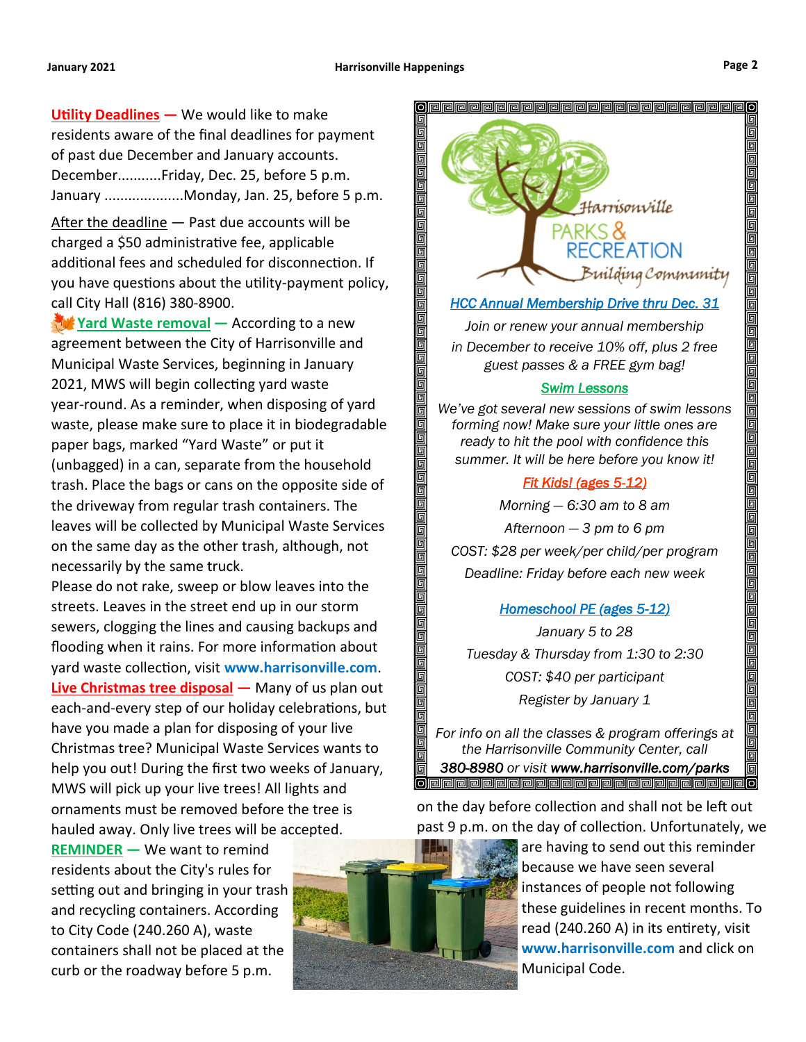**Utility Deadlines** — We would like to make residents aware of the final deadlines for payment of past due December and January accounts.
December...........Friday, Dec. 25, before 5 p.m.
January ....................Monday, Jan. 25, before 5 p.m.

After the deadline — Past due accounts will be charged a $50 administrative fee, applicable additional fees and scheduled for disconnection. If you have questions about the utility-payment policy, call City Hall (816) 380-8900.

**Yard Waste removal** — According to a new agreement between the City of Harrisonville and Municipal Waste Services, beginning in January 2021, MWS will begin collecting yard waste year-round. As a reminder, when disposing of yard waste, please make sure to place it in biodegradable paper bags, marked "Yard Waste" or put it (unbagged) in a can, separate from the household trash. Place the bags or cans on the opposite side of the driveway from regular trash containers. The leaves will be collected by Municipal Waste Services on the same day as the other trash, although, not necessarily by the same truck.
Please do not rake, sweep or blow leaves into the streets. Leaves in the street end up in our storm sewers, clogging the lines and causing backups and flooding when it rains. For more information about yard waste collection, visit **www.harrisonville.com**.

**Live Christmas tree disposal** — Many of us plan out each-and-every step of our holiday celebrations, but have you made a plan for disposing of your live Christmas tree? Municipal Waste Services wants to help you out! During the first two weeks of January, MWS will pick up your live trees! All lights and ornaments must be removed before the tree is hauled away. Only live trees will be accepted.

**REMINDER** — We want to remind residents about the City's rules for setting out and bringing in your trash and recycling containers. According to City Code (240.260 A), waste containers shall not be placed at the curb or the roadway before 5 p.m. on the day before collection and shall not be left out past 9 p.m. on the day of collection. Unfortunately, we are having to send out this reminder because we have seen several instances of people not following these guidelines in recent months. To read (240.260 A) in its entirety, visit **www.harrisonville.com** and click on Municipal Code.

Harrisonville PARKS & RECREATION Building Community

***HCC Annual Membership Drive thru Dec. 31***

*Join or renew your annual membership in December to receive 10% off, plus 2 free guest passes & a FREE gym bag!*

***Swim Lessons***

*We've got several new sessions of swim lessons forming now! Make sure your little ones are ready to hit the pool with confidence this summer. It will be here before you know it!*

***Fit Kids! (ages 5-12)***

*Morning — 6:30 am to 8 am*
*Afternoon — 3 pm to 6 pm*
*COST: $28 per week/per child/per program*
*Deadline: Friday before each new week*

***Homeschool PE (ages 5-12)***

*January 5 to 28*
*Tuesday & Thursday from 1:30 to 2:30*
*COST: $40 per participant*
*Register by January 1*

*For info on all the classes & program offerings at the Harrisonville Community Center, call* ***380-8980*** *or visit* ***www.harrisonville.com/parks***